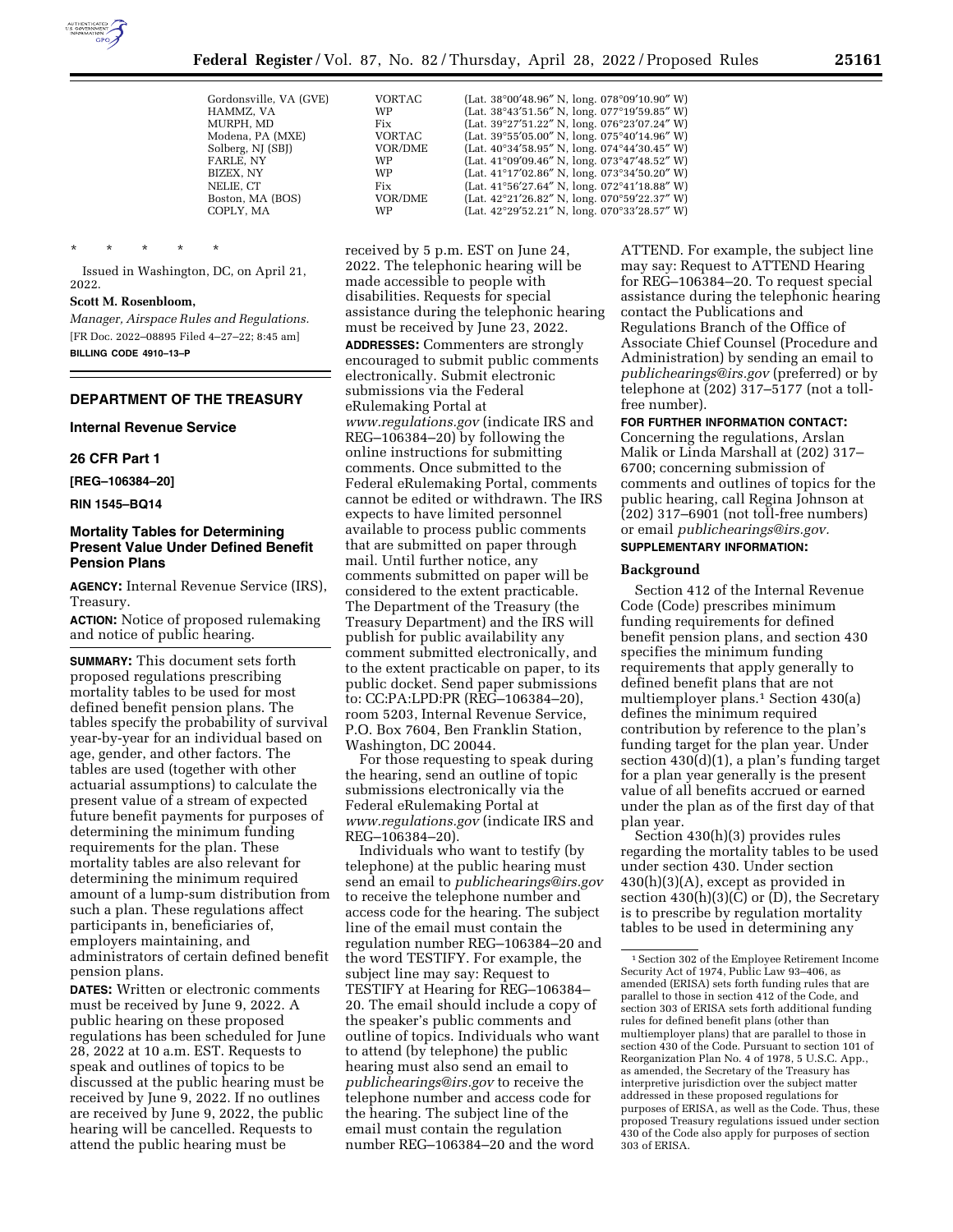| | | |
|---|---|---|
| Gordonsville, VA (GVE) | VORTAC | (Lat. 38°00′48.96″ N, long. 078°09′10.90″ W) |
| HAMMZ, VA | WP | (Lat. 38°43′51.56″ N, long. 077°19′59.85″ W) |
| MURPH, MD | Fix | (Lat. 39°27′51.22″ N, long. 076°23′07.24″ W) |
| Modena, PA (MXE) | VORTAC | (Lat. 39°55′05.00″ N, long. 075°40′14.96″ W) |
| Solberg, NJ (SBJ) | VOR/DME | (Lat. 40°34′58.95″ N, long. 074°44′30.45″ W) |
| FARLE, NY | WP | (Lat. 41°09′09.46″ N, long. 073°47′48.52″ W) |
| BIZEX, NY | WP | (Lat. 41°17′02.86″ N, long. 073°34′50.20″ W) |
| NELIE, CT | Fix | (Lat. 41°56′27.64″ N, long. 072°41′18.88″ W) |
| Boston, MA (BOS) | VOR/DME | (Lat. 42°21′26.82″ N, long. 070°59′22.37″ W) |
| COPLY, MA | WP | (Lat. 42°29′52.21″ N, long. 070°33′28.57″ W) |

\* \* \* \* \*

Issued in Washington, DC, on April 21, 2022.

**Scott M. Rosenbloom,**

*Manager, Airspace Rules and Regulations.*

[FR Doc. 2022–08895 Filed 4–27–22; 8:45 am]

**BILLING CODE 4910–13–P**

## DEPARTMENT OF THE TREASURY

### Internal Revenue Service

### 26 CFR Part 1

### [REG–106384–20]

### RIN 1545–BQ14

### Mortality Tables for Determining Present Value Under Defined Benefit Pension Plans

**AGENCY:** Internal Revenue Service (IRS), Treasury.

**ACTION:** Notice of proposed rulemaking and notice of public hearing.

**SUMMARY:** This document sets forth proposed regulations prescribing mortality tables to be used for most defined benefit pension plans. The tables specify the probability of survival year-by-year for an individual based on age, gender, and other factors. The tables are used (together with other actuarial assumptions) to calculate the present value of a stream of expected future benefit payments for purposes of determining the minimum funding requirements for the plan. These mortality tables are also relevant for determining the minimum required amount of a lump-sum distribution from such a plan. These regulations affect participants in, beneficiaries of, employers maintaining, and administrators of certain defined benefit pension plans.

**DATES:** Written or electronic comments must be received by June 9, 2022. A public hearing on these proposed regulations has been scheduled for June 28, 2022 at 10 a.m. EST. Requests to speak and outlines of topics to be discussed at the public hearing must be received by June 9, 2022. If no outlines are received by June 9, 2022, the public hearing will be cancelled. Requests to attend the public hearing must be received by 5 p.m. EST on June 24, 2022. The telephonic hearing will be made accessible to people with disabilities. Requests for special assistance during the telephonic hearing must be received by June 23, 2022.

**ADDRESSES:** Commenters are strongly encouraged to submit public comments electronically. Submit electronic submissions via the Federal eRulemaking Portal at *www.regulations.gov* (indicate IRS and REG–106384–20) by following the online instructions for submitting comments. Once submitted to the Federal eRulemaking Portal, comments cannot be edited or withdrawn. The IRS expects to have limited personnel available to process public comments that are submitted on paper through mail. Until further notice, any comments submitted on paper will be considered to the extent practicable. The Department of the Treasury (the Treasury Department) and the IRS will publish for public availability any comment submitted electronically, and to the extent practicable on paper, to its public docket. Send paper submissions to: CC:PA:LPD:PR (REG–106384–20), room 5203, Internal Revenue Service, P.O. Box 7604, Ben Franklin Station, Washington, DC 20044.

For those requesting to speak during the hearing, send an outline of topic submissions electronically via the Federal eRulemaking Portal at *www.regulations.gov* (indicate IRS and REG–106384–20).

Individuals who want to testify (by telephone) at the public hearing must send an email to *publichearings@irs.gov* to receive the telephone number and access code for the hearing. The subject line of the email must contain the regulation number REG–106384–20 and the word TESTIFY. For example, the subject line may say: Request to TESTIFY at Hearing for REG–106384–20. The email should include a copy of the speaker's public comments and outline of topics. Individuals who want to attend (by telephone) the public hearing must also send an email to *publichearings@irs.gov* to receive the telephone number and access code for the hearing. The subject line of the email must contain the regulation number REG–106384–20 and the word ATTEND. For example, the subject line may say: Request to ATTEND Hearing for REG–106384–20. To request special assistance during the telephonic hearing contact the Publications and Regulations Branch of the Office of Associate Chief Counsel (Procedure and Administration) by sending an email to *publichearings@irs.gov* (preferred) or by telephone at (202) 317–5177 (not a toll-free number).

**FOR FURTHER INFORMATION CONTACT:** Concerning the regulations, Arslan Malik or Linda Marshall at (202) 317–6700; concerning submission of comments and outlines of topics for the public hearing, call Regina Johnson at (202) 317–6901 (not toll-free numbers) or email *publichearings@irs.gov.*

**SUPPLEMENTARY INFORMATION:**

#### Background

Section 412 of the Internal Revenue Code (Code) prescribes minimum funding requirements for defined benefit pension plans, and section 430 specifies the minimum funding requirements that apply generally to defined benefit plans that are not multiemployer plans.[1] Section 430(a) defines the minimum required contribution by reference to the plan's funding target for the plan year. Under section 430(d)(1), a plan's funding target for a plan year generally is the present value of all benefits accrued or earned under the plan as of the first day of that plan year.

Section 430(h)(3) provides rules regarding the mortality tables to be used under section 430. Under section 430(h)(3)(A), except as provided in section 430(h)(3)(C) or (D), the Secretary is to prescribe by regulation mortality tables to be used in determining any

[1] Section 302 of the Employee Retirement Income Security Act of 1974, Public Law 93–406, as amended (ERISA) sets forth funding rules that are parallel to those in section 412 of the Code, and section 303 of ERISA sets forth additional funding rules for defined benefit plans (other than multiemployer plans) that are parallel to those in section 430 of the Code. Pursuant to section 101 of Reorganization Plan No. 4 of 1978, 5 U.S.C. App., as amended, the Secretary of the Treasury has interpretive jurisdiction over the subject matter addressed in these proposed regulations for purposes of ERISA, as well as the Code. Thus, these proposed Treasury regulations issued under section 430 of the Code also apply for purposes of section 303 of ERISA.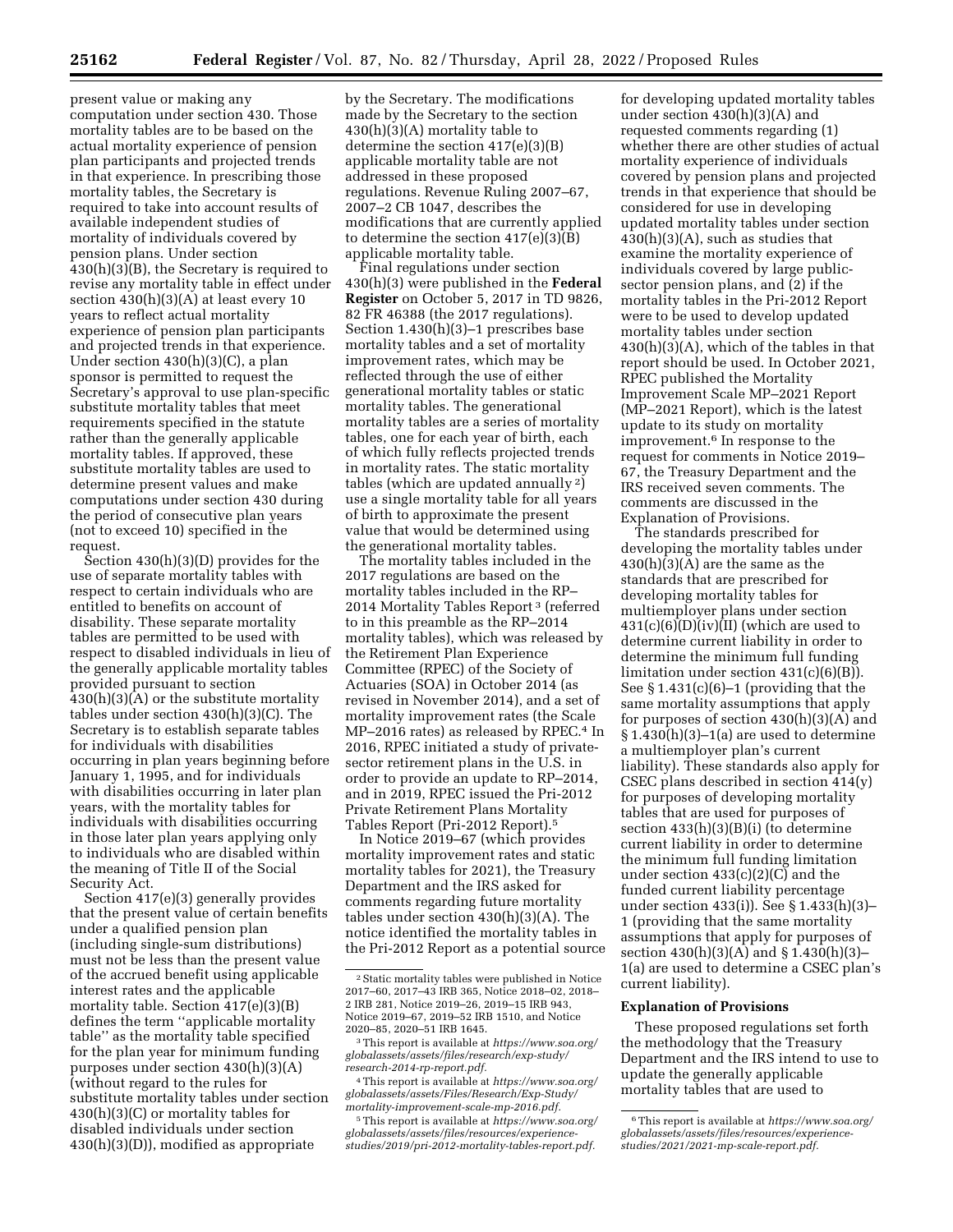present value or making any computation under section 430. Those mortality tables are to be based on the actual mortality experience of pension plan participants and projected trends in that experience. In prescribing those mortality tables, the Secretary is required to take into account results of available independent studies of mortality of individuals covered by pension plans. Under section 430(h)(3)(B), the Secretary is required to revise any mortality table in effect under section 430(h)(3)(A) at least every 10 years to reflect actual mortality experience of pension plan participants and projected trends in that experience. Under section 430(h)(3)(C), a plan sponsor is permitted to request the Secretary's approval to use plan-specific substitute mortality tables that meet requirements specified in the statute rather than the generally applicable mortality tables. If approved, these substitute mortality tables are used to determine present values and make computations under section 430 during the period of consecutive plan years (not to exceed 10) specified in the request.

Section 430(h)(3)(D) provides for the use of separate mortality tables with respect to certain individuals who are entitled to benefits on account of disability. These separate mortality tables are permitted to be used with respect to disabled individuals in lieu of the generally applicable mortality tables provided pursuant to section 430(h)(3)(A) or the substitute mortality tables under section 430(h)(3)(C). The Secretary is to establish separate tables for individuals with disabilities occurring in plan years beginning before January 1, 1995, and for individuals with disabilities occurring in later plan years, with the mortality tables for individuals with disabilities occurring in those later plan years applying only to individuals who are disabled within the meaning of Title II of the Social Security Act.

Section 417(e)(3) generally provides that the present value of certain benefits under a qualified pension plan (including single-sum distributions) must not be less than the present value of the accrued benefit using applicable interest rates and the applicable mortality table. Section 417(e)(3)(B) defines the term ''applicable mortality table'' as the mortality table specified for the plan year for minimum funding purposes under section 430(h)(3)(A) (without regard to the rules for substitute mortality tables under section 430(h)(3)(C) or mortality tables for disabled individuals under section 430(h)(3)(D)), modified as appropriate by the Secretary. The modifications made by the Secretary to the section 430(h)(3)(A) mortality table to determine the section 417(e)(3)(B) applicable mortality table are not addressed in these proposed regulations. Revenue Ruling 2007–67, 2007–2 CB 1047, describes the modifications that are currently applied to determine the section 417(e)(3)(B) applicable mortality table.

Final regulations under section 430(h)(3) were published in the **Federal Register** on October 5, 2017 in TD 9826, 82 FR 46388 (the 2017 regulations). Section 1.430(h)(3)–1 prescribes base mortality tables and a set of mortality improvement rates, which may be reflected through the use of either generational mortality tables or static mortality tables. The generational mortality tables are a series of mortality tables, one for each year of birth, each of which fully reflects projected trends in mortality rates. The static mortality tables (which are updated annually [2]) use a single mortality table for all years of birth to approximate the present value that would be determined using the generational mortality tables.

The mortality tables included in the 2017 regulations are based on the mortality tables included in the RP–2014 Mortality Tables Report [3] (referred to in this preamble as the RP–2014 mortality tables), which was released by the Retirement Plan Experience Committee (RPEC) of the Society of Actuaries (SOA) in October 2014 (as revised in November 2014), and a set of mortality improvement rates (the Scale MP–2016 rates) as released by RPEC.[4] In 2016, RPEC initiated a study of private-sector retirement plans in the U.S. in order to provide an update to RP–2014, and in 2019, RPEC issued the Pri-2012 Private Retirement Plans Mortality Tables Report (Pri-2012 Report).[5]

In Notice 2019–67 (which provides mortality improvement rates and static mortality tables for 2021), the Treasury Department and the IRS asked for comments regarding future mortality tables under section 430(h)(3)(A). The notice identified the mortality tables in the Pri-2012 Report as a potential source for developing updated mortality tables under section 430(h)(3)(A) and requested comments regarding (1) whether there are other studies of actual mortality experience of individuals covered by pension plans and projected trends in that experience that should be considered for use in developing updated mortality tables under section 430(h)(3)(A), such as studies that examine the mortality experience of individuals covered by large public-sector pension plans, and (2) if the mortality tables in the Pri-2012 Report were to be used to develop updated mortality tables under section 430(h)(3)(A), which of the tables in that report should be used. In October 2021, RPEC published the Mortality Improvement Scale MP–2021 Report (MP–2021 Report), which is the latest update to its study on mortality improvement.[6] In response to the request for comments in Notice 2019–67, the Treasury Department and the IRS received seven comments. The comments are discussed in the Explanation of Provisions.

The standards prescribed for developing the mortality tables under 430(h)(3)(A) are the same as the standards that are prescribed for developing mortality tables for multiemployer plans under section 431(c)(6)(D)(iv)(II) (which are used to determine current liability in order to determine the minimum full funding limitation under section 431(c)(6)(B)). See § 1.431(c)(6)–1 (providing that the same mortality assumptions that apply for purposes of section 430(h)(3)(A) and § 1.430(h)(3)–1(a) are used to determine a multiemployer plan's current liability). These standards also apply for CSEC plans described in section 414(y) for purposes of developing mortality tables that are used for purposes of section 433(h)(3)(B)(i) (to determine current liability in order to determine the minimum full funding limitation under section 433(c)(2)(C) and the funded current liability percentage under section 433(i)). See § 1.433(h)(3)–1 (providing that the same mortality assumptions that apply for purposes of section 430(h)(3)(A) and § 1.430(h)(3)–1(a) are used to determine a CSEC plan's current liability).

## Explanation of Provisions

These proposed regulations set forth the methodology that the Treasury Department and the IRS intend to use to update the generally applicable mortality tables that are used to

---

[2] Static mortality tables were published in Notice 2017–60, 2017–43 IRB 365, Notice 2018–02, 2018–2 IRB 281, Notice 2019–26, 2019–15 IRB 943, Notice 2019–67, 2019–52 IRB 1510, and Notice 2020–85, 2020–51 IRB 1645.

[3] This report is available at *https://www.soa.org/globalassets/assets/files/research/exp-study/research-2014-rp-report.pdf.*

[4] This report is available at *https://www.soa.org/globalassets/assets/Files/Research/Exp-Study/mortality-improvement-scale-mp-2016.pdf.*

[5] This report is available at *https://www.soa.org/globalassets/assets/files/resources/experience-studies/2019/pri-2012-mortality-tables-report.pdf.*

[6] This report is available at *https://www.soa.org/globalassets/assets/files/resources/experience-studies/2021/2021-mp-scale-report.pdf.*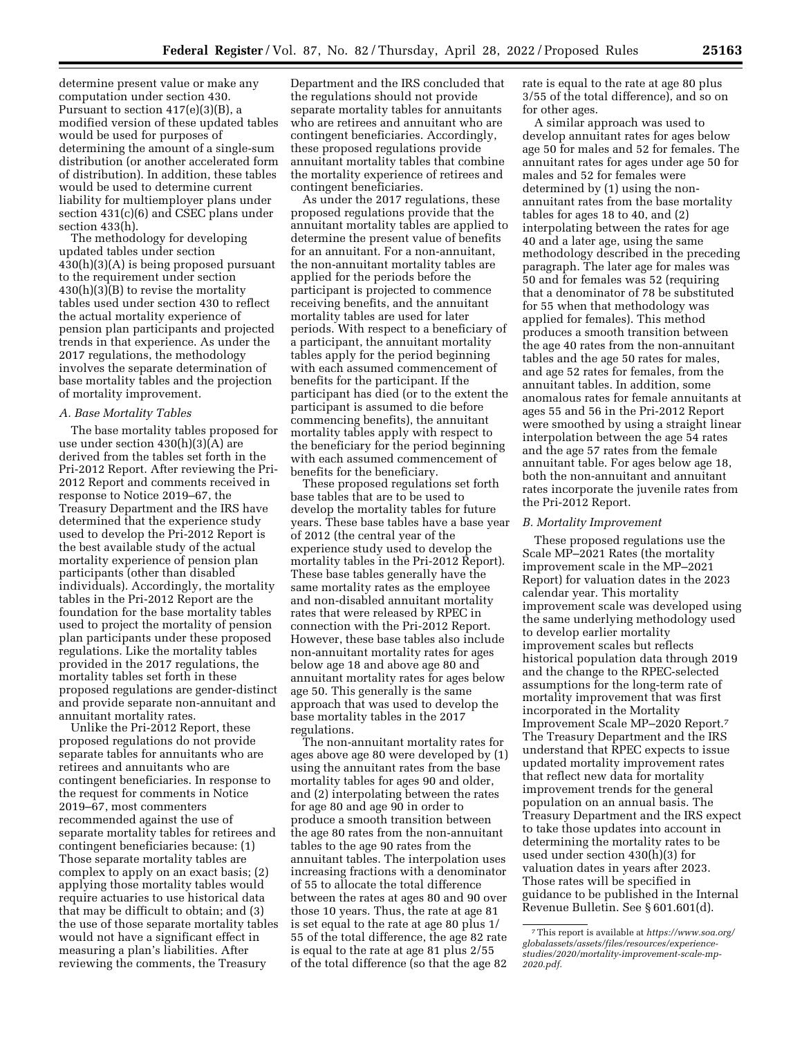determine present value or make any computation under section 430. Pursuant to section 417(e)(3)(B), a modified version of these updated tables would be used for purposes of determining the amount of a single-sum distribution (or another accelerated form of distribution). In addition, these tables would be used to determine current liability for multiemployer plans under section 431(c)(6) and CSEC plans under section 433(h).

The methodology for developing updated tables under section 430(h)(3)(A) is being proposed pursuant to the requirement under section 430(h)(3)(B) to revise the mortality tables used under section 430 to reflect the actual mortality experience of pension plan participants and projected trends in that experience. As under the 2017 regulations, the methodology involves the separate determination of base mortality tables and the projection of mortality improvement.

### *A. Base Mortality Tables*

The base mortality tables proposed for use under section 430(h)(3)(A) are derived from the tables set forth in the Pri-2012 Report. After reviewing the Pri-2012 Report and comments received in response to Notice 2019–67, the Treasury Department and the IRS have determined that the experience study used to develop the Pri-2012 Report is the best available study of the actual mortality experience of pension plan participants (other than disabled individuals). Accordingly, the mortality tables in the Pri-2012 Report are the foundation for the base mortality tables used to project the mortality of pension plan participants under these proposed regulations. Like the mortality tables provided in the 2017 regulations, the mortality tables set forth in these proposed regulations are gender-distinct and provide separate non-annuitant and annuitant mortality rates.

Unlike the Pri-2012 Report, these proposed regulations do not provide separate tables for annuitants who are retirees and annuitants who are contingent beneficiaries. In response to the request for comments in Notice 2019–67, most commenters recommended against the use of separate mortality tables for retirees and contingent beneficiaries because: (1) Those separate mortality tables are complex to apply on an exact basis; (2) applying those mortality tables would require actuaries to use historical data that may be difficult to obtain; and (3) the use of those separate mortality tables would not have a significant effect in measuring a plan's liabilities. After reviewing the comments, the Treasury Department and the IRS concluded that the regulations should not provide separate mortality tables for annuitants who are retirees and annuitant who are contingent beneficiaries. Accordingly, these proposed regulations provide annuitant mortality tables that combine the mortality experience of retirees and contingent beneficiaries.

As under the 2017 regulations, these proposed regulations provide that the annuitant mortality tables are applied to determine the present value of benefits for an annuitant. For a non-annuitant, the non-annuitant mortality tables are applied for the periods before the participant is projected to commence receiving benefits, and the annuitant mortality tables are used for later periods. With respect to a beneficiary of a participant, the annuitant mortality tables apply for the period beginning with each assumed commencement of benefits for the participant. If the participant has died (or to the extent the participant is assumed to die before commencing benefits), the annuitant mortality tables apply with respect to the beneficiary for the period beginning with each assumed commencement of benefits for the beneficiary.

These proposed regulations set forth base tables that are to be used to develop the mortality tables for future years. These base tables have a base year of 2012 (the central year of the experience study used to develop the mortality tables in the Pri-2012 Report). These base tables generally have the same mortality rates as the employee and non-disabled annuitant mortality rates that were released by RPEC in connection with the Pri-2012 Report. However, these base tables also include non-annuitant mortality rates for ages below age 18 and above age 80 and annuitant mortality rates for ages below age 50. This generally is the same approach that was used to develop the base mortality tables in the 2017 regulations.

The non-annuitant mortality rates for ages above age 80 were developed by (1) using the annuitant rates from the base mortality tables for ages 90 and older, and (2) interpolating between the rates for age 80 and age 90 in order to produce a smooth transition between the age 80 rates from the non-annuitant tables to the age 90 rates from the annuitant tables. The interpolation uses increasing fractions with a denominator of 55 to allocate the total difference between the rates at ages 80 and 90 over those 10 years. Thus, the rate at age 81 is set equal to the rate at age 80 plus 1/55 of the total difference, the age 82 rate is equal to the rate at age 81 plus 2/55 of the total difference (so that the age 82 rate is equal to the rate at age 80 plus 3/55 of the total difference), and so on for other ages.

A similar approach was used to develop annuitant rates for ages below age 50 for males and 52 for females. The annuitant rates for ages under age 50 for males and 52 for females were determined by (1) using the non-annuitant rates from the base mortality tables for ages 18 to 40, and (2) interpolating between the rates for age 40 and a later age, using the same methodology described in the preceding paragraph. The later age for males was 50 and for females was 52 (requiring that a denominator of 78 be substituted for 55 when that methodology was applied for females). This method produces a smooth transition between the age 40 rates from the non-annuitant tables and the age 50 rates for males, and age 52 rates for females, from the annuitant tables. In addition, some anomalous rates for female annuitants at ages 55 and 56 in the Pri-2012 Report were smoothed by using a straight linear interpolation between the age 54 rates and the age 57 rates from the female annuitant table. For ages below age 18, both the non-annuitant and annuitant rates incorporate the juvenile rates from the Pri-2012 Report.

### *B. Mortality Improvement*

These proposed regulations use the Scale MP–2021 Rates (the mortality improvement scale in the MP–2021 Report) for valuation dates in the 2023 calendar year. This mortality improvement scale was developed using the same underlying methodology used to develop earlier mortality improvement scales but reflects historical population data through 2019 and the change to the RPEC-selected assumptions for the long-term rate of mortality improvement that was first incorporated in the Mortality Improvement Scale MP–2020 Report.[7] The Treasury Department and the IRS understand that RPEC expects to issue updated mortality improvement rates that reflect new data for mortality improvement trends for the general population on an annual basis. The Treasury Department and the IRS expect to take those updates into account in determining the mortality rates to be used under section 430(h)(3) for valuation dates in years after 2023. Those rates will be specified in guidance to be published in the Internal Revenue Bulletin. See § 601.601(d).

---

[7] This report is available at *https://www.soa.org/globalassets/assets/files/resources/experience-studies/2020/mortality-improvement-scale-mp-2020.pdf*.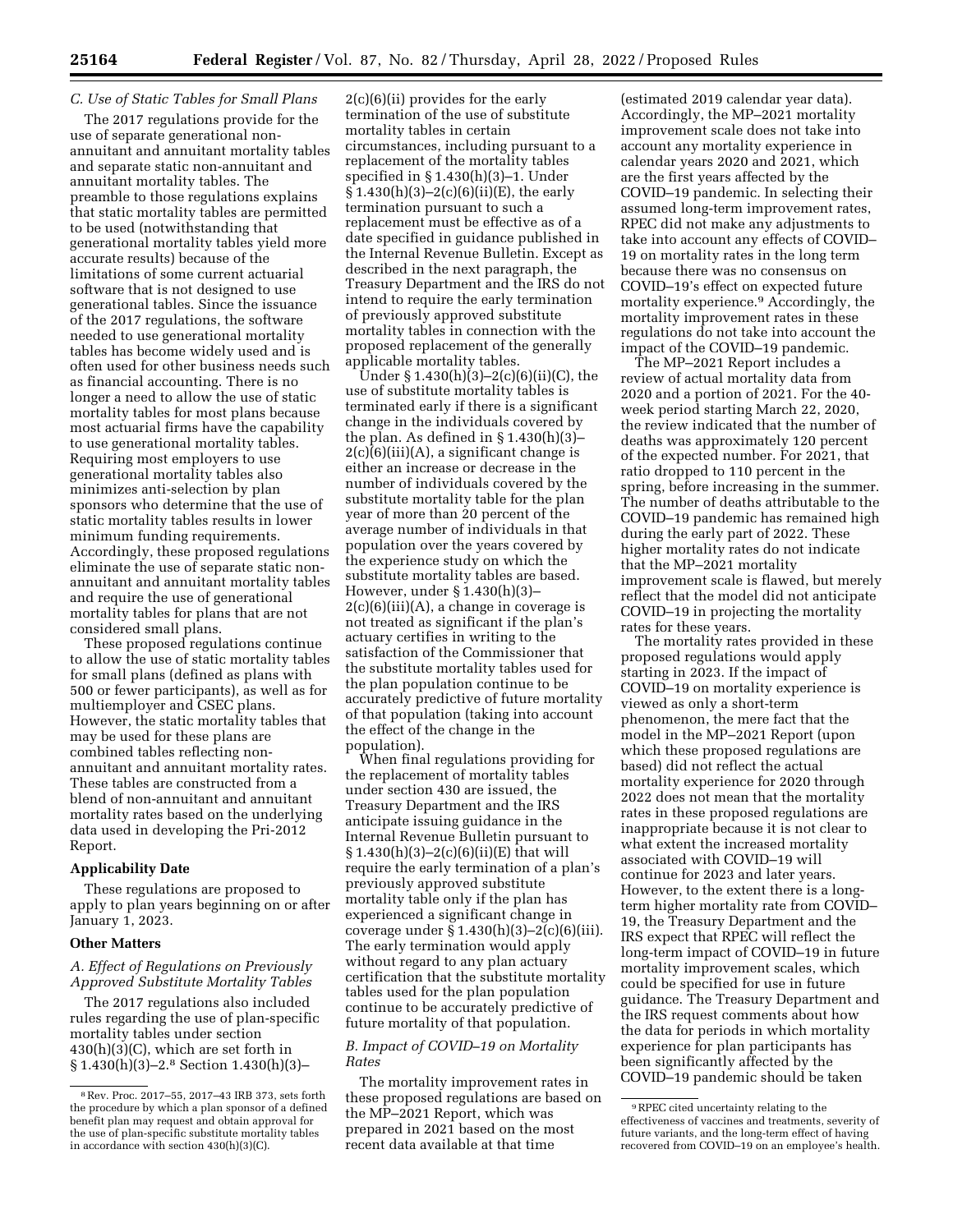### C. Use of Static Tables for Small Plans

The 2017 regulations provide for the use of separate generational non-annuitant and annuitant mortality tables and separate static non-annuitant and annuitant mortality tables. The preamble to those regulations explains that static mortality tables are permitted to be used (notwithstanding that generational mortality tables yield more accurate results) because of the limitations of some current actuarial software that is not designed to use generational tables. Since the issuance of the 2017 regulations, the software needed to use generational mortality tables has become widely used and is often used for other business needs such as financial accounting. There is no longer a need to allow the use of static mortality tables for most plans because most actuarial firms have the capability to use generational mortality tables. Requiring most employers to use generational mortality tables also minimizes anti-selection by plan sponsors who determine that the use of static mortality tables results in lower minimum funding requirements. Accordingly, these proposed regulations eliminate the use of separate static non-annuitant and annuitant mortality tables and require the use of generational mortality tables for plans that are not considered small plans.

These proposed regulations continue to allow the use of static mortality tables for small plans (defined as plans with 500 or fewer participants), as well as for multiemployer and CSEC plans. However, the static mortality tables that may be used for these plans are combined tables reflecting non-annuitant and annuitant mortality rates. These tables are constructed from a blend of non-annuitant and annuitant mortality rates based on the underlying data used in developing the Pri-2012 Report.

## Applicability Date

These regulations are proposed to apply to plan years beginning on or after January 1, 2023.

## Other Matters

### A. Effect of Regulations on Previously Approved Substitute Mortality Tables

The 2017 regulations also included rules regarding the use of plan-specific mortality tables under section 430(h)(3)(C), which are set forth in § 1.430(h)(3)–2.[8] Section 1.430(h)(3)–2(c)(6)(ii) provides for the early termination of the use of substitute mortality tables in certain circumstances, including pursuant to a replacement of the mortality tables specified in § 1.430(h)(3)–1. Under § 1.430(h)(3)–2(c)(6)(ii)(E), the early termination pursuant to such a replacement must be effective as of a date specified in guidance published in the Internal Revenue Bulletin. Except as described in the next paragraph, the Treasury Department and the IRS do not intend to require the early termination of previously approved substitute mortality tables in connection with the proposed replacement of the generally applicable mortality tables.

Under § 1.430(h)(3)–2(c)(6)(ii)(C), the use of substitute mortality tables is terminated early if there is a significant change in the individuals covered by the plan. As defined in § 1.430(h)(3)–2(c)(6)(iii)(A), a significant change is either an increase or decrease in the number of individuals covered by the substitute mortality table for the plan year of more than 20 percent of the average number of individuals in that population over the years covered by the experience study on which the substitute mortality tables are based. However, under § 1.430(h)(3)–2(c)(6)(iii)(A), a change in coverage is not treated as significant if the plan's actuary certifies in writing to the satisfaction of the Commissioner that the substitute mortality tables used for the plan population continue to be accurately predictive of future mortality of that population (taking into account the effect of the change in the population).

When final regulations providing for the replacement of mortality tables under section 430 are issued, the Treasury Department and the IRS anticipate issuing guidance in the Internal Revenue Bulletin pursuant to § 1.430(h)(3)–2(c)(6)(ii)(E) that will require the early termination of a plan's previously approved substitute mortality table only if the plan has experienced a significant change in coverage under § 1.430(h)(3)–2(c)(6)(iii). The early termination would apply without regard to any plan actuary certification that the substitute mortality tables used for the plan population continue to be accurately predictive of future mortality of that population.

### B. Impact of COVID–19 on Mortality Rates

The mortality improvement rates in these proposed regulations are based on the MP–2021 Report, which was prepared in 2021 based on the most recent data available at that time (estimated 2019 calendar year data). Accordingly, the MP–2021 mortality improvement scale does not take into account any mortality experience in calendar years 2020 and 2021, which are the first years affected by the COVID–19 pandemic. In selecting their assumed long-term improvement rates, RPEC did not make any adjustments to take into account any effects of COVID–19 on mortality rates in the long term because there was no consensus on COVID–19's effect on expected future mortality experience.[9] Accordingly, the mortality improvement rates in these regulations do not take into account the impact of the COVID–19 pandemic.

The MP–2021 Report includes a review of actual mortality data from 2020 and a portion of 2021. For the 40-week period starting March 22, 2020, the review indicated that the number of deaths was approximately 120 percent of the expected number. For 2021, that ratio dropped to 110 percent in the spring, before increasing in the summer. The number of deaths attributable to the COVID–19 pandemic has remained high during the early part of 2022. These higher mortality rates do not indicate that the MP–2021 mortality improvement scale is flawed, but merely reflect that the model did not anticipate COVID–19 in projecting the mortality rates for these years.

The mortality rates provided in these proposed regulations would apply starting in 2023. If the impact of COVID–19 on mortality experience is viewed as only a short-term phenomenon, the mere fact that the model in the MP–2021 Report (upon which these proposed regulations are based) did not reflect the actual mortality experience for 2020 through 2022 does not mean that the mortality rates in these proposed regulations are inappropriate because it is not clear to what extent the increased mortality associated with COVID–19 will continue for 2023 and later years. However, to the extent there is a long-term higher mortality rate from COVID–19, the Treasury Department and the IRS expect that RPEC will reflect the long-term impact of COVID–19 in future mortality improvement scales, which could be specified for use in future guidance. The Treasury Department and the IRS request comments about how the data for periods in which mortality experience for plan participants has been significantly affected by the COVID–19 pandemic should be taken

---

[8] Rev. Proc. 2017–55, 2017–43 IRB 373, sets forth the procedure by which a plan sponsor of a defined benefit plan may request and obtain approval for the use of plan-specific substitute mortality tables in accordance with section 430(h)(3)(C).

[9] RPEC cited uncertainty relating to the effectiveness of vaccines and treatments, severity of future variants, and the long-term effect of having recovered from COVID–19 on an employee's health.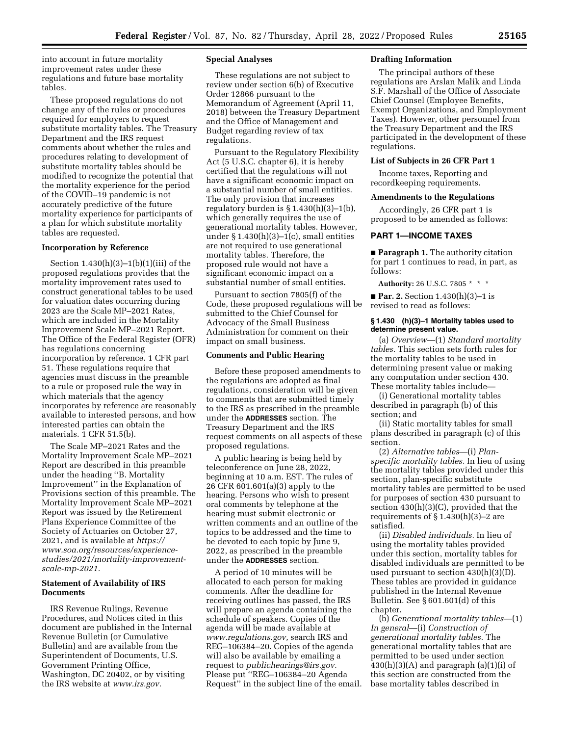into account in future mortality improvement rates under these regulations and future base mortality tables.

These proposed regulations do not change any of the rules or procedures required for employers to request substitute mortality tables. The Treasury Department and the IRS request comments about whether the rules and procedures relating to development of substitute mortality tables should be modified to recognize the potential that the mortality experience for the period of the COVID–19 pandemic is not accurately predictive of the future mortality experience for participants of a plan for which substitute mortality tables are requested.

## Incorporation by Reference

Section 1.430(h)(3)–1(b)(1)(iii) of the proposed regulations provides that the mortality improvement rates used to construct generational tables to be used for valuation dates occurring during 2023 are the Scale MP–2021 Rates, which are included in the Mortality Improvement Scale MP–2021 Report. The Office of the Federal Register (OFR) has regulations concerning incorporation by reference. 1 CFR part 51. These regulations require that agencies must discuss in the preamble to a rule or proposed rule the way in which materials that the agency incorporates by reference are reasonably available to interested persons, and how interested parties can obtain the materials. 1 CFR 51.5(b).

The Scale MP–2021 Rates and the Mortality Improvement Scale MP–2021 Report are described in this preamble under the heading ''B. Mortality Improvement'' in the Explanation of Provisions section of this preamble. The Mortality Improvement Scale MP–2021 Report was issued by the Retirement Plans Experience Committee of the Society of Actuaries on October 27, 2021, and is available at *https://www.soa.org/resources/experience-studies/2021/mortality-improvement-scale-mp-2021*.

## Statement of Availability of IRS Documents

IRS Revenue Rulings, Revenue Procedures, and Notices cited in this document are published in the Internal Revenue Bulletin (or Cumulative Bulletin) and are available from the Superintendent of Documents, U.S. Government Printing Office, Washington, DC 20402, or by visiting the IRS website at *www.irs.gov.*

## Special Analyses

These regulations are not subject to review under section 6(b) of Executive Order 12866 pursuant to the Memorandum of Agreement (April 11, 2018) between the Treasury Department and the Office of Management and Budget regarding review of tax regulations.

Pursuant to the Regulatory Flexibility Act (5 U.S.C. chapter 6), it is hereby certified that the regulations will not have a significant economic impact on a substantial number of small entities. The only provision that increases regulatory burden is § 1.430(h)(3)–1(b), which generally requires the use of generational mortality tables. However, under § 1.430(h)(3)–1(c), small entities are not required to use generational mortality tables. Therefore, the proposed rule would not have a significant economic impact on a substantial number of small entities.

Pursuant to section 7805(f) of the Code, these proposed regulations will be submitted to the Chief Counsel for Advocacy of the Small Business Administration for comment on their impact on small business.

## Comments and Public Hearing

Before these proposed amendments to the regulations are adopted as final regulations, consideration will be given to comments that are submitted timely to the IRS as prescribed in the preamble under the **ADDRESSES** section. The Treasury Department and the IRS request comments on all aspects of these proposed regulations.

A public hearing is being held by teleconference on June 28, 2022, beginning at 10 a.m. EST. The rules of 26 CFR 601.601(a)(3) apply to the hearing. Persons who wish to present oral comments by telephone at the hearing must submit electronic or written comments and an outline of the topics to be addressed and the time to be devoted to each topic by June 9, 2022, as prescribed in the preamble under the **ADDRESSES** section.

A period of 10 minutes will be allocated to each person for making comments. After the deadline for receiving outlines has passed, the IRS will prepare an agenda containing the schedule of speakers. Copies of the agenda will be made available at *www.regulations.gov,* search IRS and REG–106384–20. Copies of the agenda will also be available by emailing a request to *publichearings@irs.gov.* Please put ''REG–106384–20 Agenda Request'' in the subject line of the email.

## Drafting Information

The principal authors of these regulations are Arslan Malik and Linda S.F. Marshall of the Office of Associate Chief Counsel (Employee Benefits, Exempt Organizations, and Employment Taxes). However, other personnel from the Treasury Department and the IRS participated in the development of these regulations.

## List of Subjects in 26 CFR Part 1

Income taxes, Reporting and recordkeeping requirements.

## Amendments to the Regulations

Accordingly, 26 CFR part 1 is proposed to be amended as follows:

## PART 1—INCOME TAXES

■ **Paragraph 1.** The authority citation for part 1 continues to read, in part, as follows:

**Authority:** 26 U.S.C. 7805 * * *

■ **Par. 2.** Section 1.430(h)(3)–1 is revised to read as follows:

### § 1.430 (h)(3)–1 Mortality tables used to determine present value.

(a) *Overview*—(1) *Standard mortality tables.* This section sets forth rules for the mortality tables to be used in determining present value or making any computation under section 430. These mortality tables include—

(i) Generational mortality tables described in paragraph (b) of this section; and

(ii) Static mortality tables for small plans described in paragraph (c) of this section.

(2) *Alternative tables*—(i) *Plan-specific mortality tables.* In lieu of using the mortality tables provided under this section, plan-specific substitute mortality tables are permitted to be used for purposes of section 430 pursuant to section 430(h)(3)(C), provided that the requirements of § 1.430(h)(3)–2 are satisfied.

(ii) *Disabled individuals.* In lieu of using the mortality tables provided under this section, mortality tables for disabled individuals are permitted to be used pursuant to section 430(h)(3)(D). These tables are provided in guidance published in the Internal Revenue Bulletin. See § 601.601(d) of this chapter.

(b) *Generational mortality tables*—(1) *In general*—(i) *Construction of generational mortality tables.* The generational mortality tables that are permitted to be used under section 430(h)(3)(A) and paragraph (a)(1)(i) of this section are constructed from the base mortality tables described in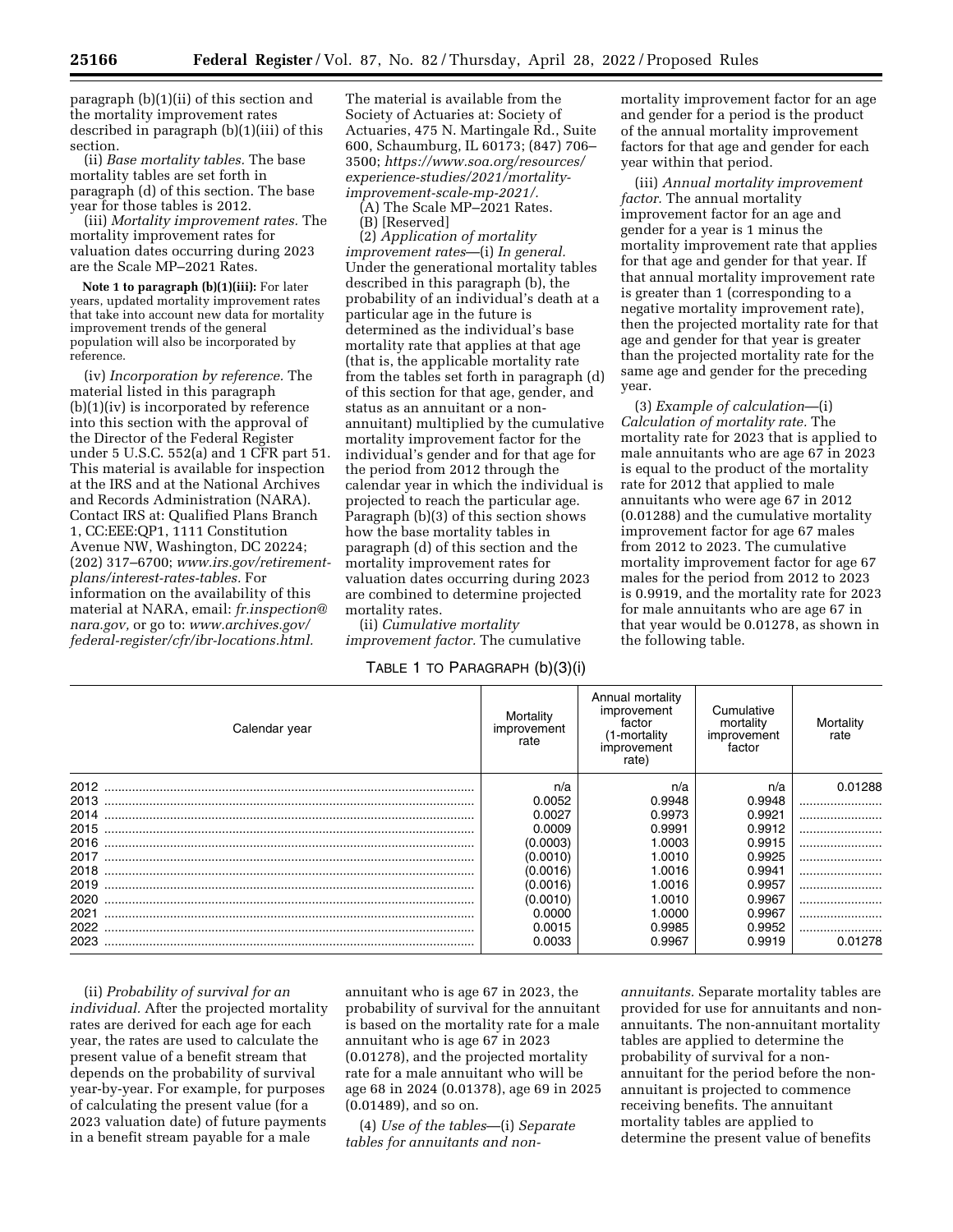paragraph (b)(1)(ii) of this section and the mortality improvement rates described in paragraph (b)(1)(iii) of this section.

(ii) *Base mortality tables.* The base mortality tables are set forth in paragraph (d) of this section. The base year for those tables is 2012.

(iii) *Mortality improvement rates.* The mortality improvement rates for valuation dates occurring during 2023 are the Scale MP–2021 Rates.

**Note 1 to paragraph (b)(1)(iii):** For later years, updated mortality improvement rates that take into account new data for mortality improvement trends of the general population will also be incorporated by reference.

(iv) *Incorporation by reference.* The material listed in this paragraph (b)(1)(iv) is incorporated by reference into this section with the approval of the Director of the Federal Register under 5 U.S.C. 552(a) and 1 CFR part 51. This material is available for inspection at the IRS and at the National Archives and Records Administration (NARA). Contact IRS at: Qualified Plans Branch 1, CC:EEE:QP1, 1111 Constitution Avenue NW, Washington, DC 20224; (202) 317–6700; *www.irs.gov/retirement-plans/interest-rates-tables.* For information on the availability of this material at NARA, email: *fr.inspection@nara.gov,* or go to: *www.archives.gov/federal-register/cfr/ibr-locations.html.* The material is available from the Society of Actuaries at: Society of Actuaries, 475 N. Martingale Rd., Suite 600, Schaumburg, IL 60173; (847) 706–3500; *https://www.soa.org/resources/experience-studies/2021/mortality-improvement-scale-mp-2021/.*

(A) The Scale MP–2021 Rates.

(B) [Reserved]

(2) *Application of mortality improvement rates*—(i) *In general.* Under the generational mortality tables described in this paragraph (b), the probability of an individual's death at a particular age in the future is determined as the individual's base mortality rate that applies at that age (that is, the applicable mortality rate from the tables set forth in paragraph (d) of this section for that age, gender, and status as an annuitant or a non-annuitant) multiplied by the cumulative mortality improvement factor for the individual's gender and for that age for the period from 2012 through the calendar year in which the individual is projected to reach the particular age. Paragraph (b)(3) of this section shows how the base mortality tables in paragraph (d) of this section and the mortality improvement rates for valuation dates occurring during 2023 are combined to determine projected mortality rates.

(ii) *Cumulative mortality improvement factor.* The cumulative mortality improvement factor for an age and gender for a period is the product of the annual mortality improvement factors for that age and gender for each year within that period.

(iii) *Annual mortality improvement factor.* The annual mortality improvement factor for an age and gender for a year is 1 minus the mortality improvement rate that applies for that age and gender for that year. If that annual mortality improvement rate is greater than 1 (corresponding to a negative mortality improvement rate), then the projected mortality rate for that age and gender for that year is greater than the projected mortality rate for the same age and gender for the preceding year.

(3) *Example of calculation*—(i) *Calculation of mortality rate.* The mortality rate for 2023 that is applied to male annuitants who are age 67 in 2023 is equal to the product of the mortality rate for 2012 that applied to male annuitants who were age 67 in 2012 (0.01288) and the cumulative mortality improvement factor for age 67 males from 2012 to 2023. The cumulative mortality improvement factor for age 67 males for the period from 2012 to 2023 is 0.9919, and the mortality rate for 2023 for male annuitants who are age 67 in that year would be 0.01278, as shown in the following table.

TABLE 1 TO PARAGRAPH (b)(3)(i)

| Calendar year | Mortality improvement rate | Annual mortality improvement factor (1-mortality improvement rate) | Cumulative mortality improvement factor | Mortality rate |
|---|---|---|---|---|
| 2012 | n/a | n/a | n/a | 0.01288 |
| 2013 | 0.0052 | 0.9948 | 0.9948 | |
| 2014 | 0.0027 | 0.9973 | 0.9921 | |
| 2015 | 0.0009 | 0.9991 | 0.9912 | |
| 2016 | (0.0003) | 1.0003 | 0.9915 | |
| 2017 | (0.0010) | 1.0010 | 0.9925 | |
| 2018 | (0.0016) | 1.0016 | 0.9941 | |
| 2019 | (0.0016) | 1.0016 | 0.9957 | |
| 2020 | (0.0010) | 1.0010 | 0.9967 | |
| 2021 | 0.0000 | 1.0000 | 0.9967 | |
| 2022 | 0.0015 | 0.9985 | 0.9952 | |
| 2023 | 0.0033 | 0.9967 | 0.9919 | 0.01278 |

(ii) *Probability of survival for an individual.* After the projected mortality rates are derived for each age for each year, the rates are used to calculate the present value of a benefit stream that depends on the probability of survival year-by-year. For example, for purposes of calculating the present value (for a 2023 valuation date) of future payments in a benefit stream payable for a male annuitant who is age 67 in 2023, the probability of survival for the annuitant is based on the mortality rate for a male annuitant who is age 67 in 2023 (0.01278), and the projected mortality rate for a male annuitant who will be age 68 in 2024 (0.01378), age 69 in 2025 (0.01489), and so on.

(4) *Use of the tables*—(i) *Separate tables for annuitants and non-annuitants.* Separate mortality tables are provided for use for annuitants and non-annuitants. The non-annuitant mortality tables are applied to determine the probability of survival for a non-annuitant for the period before the non-annuitant is projected to commence receiving benefits. The annuitant mortality tables are applied to determine the present value of benefits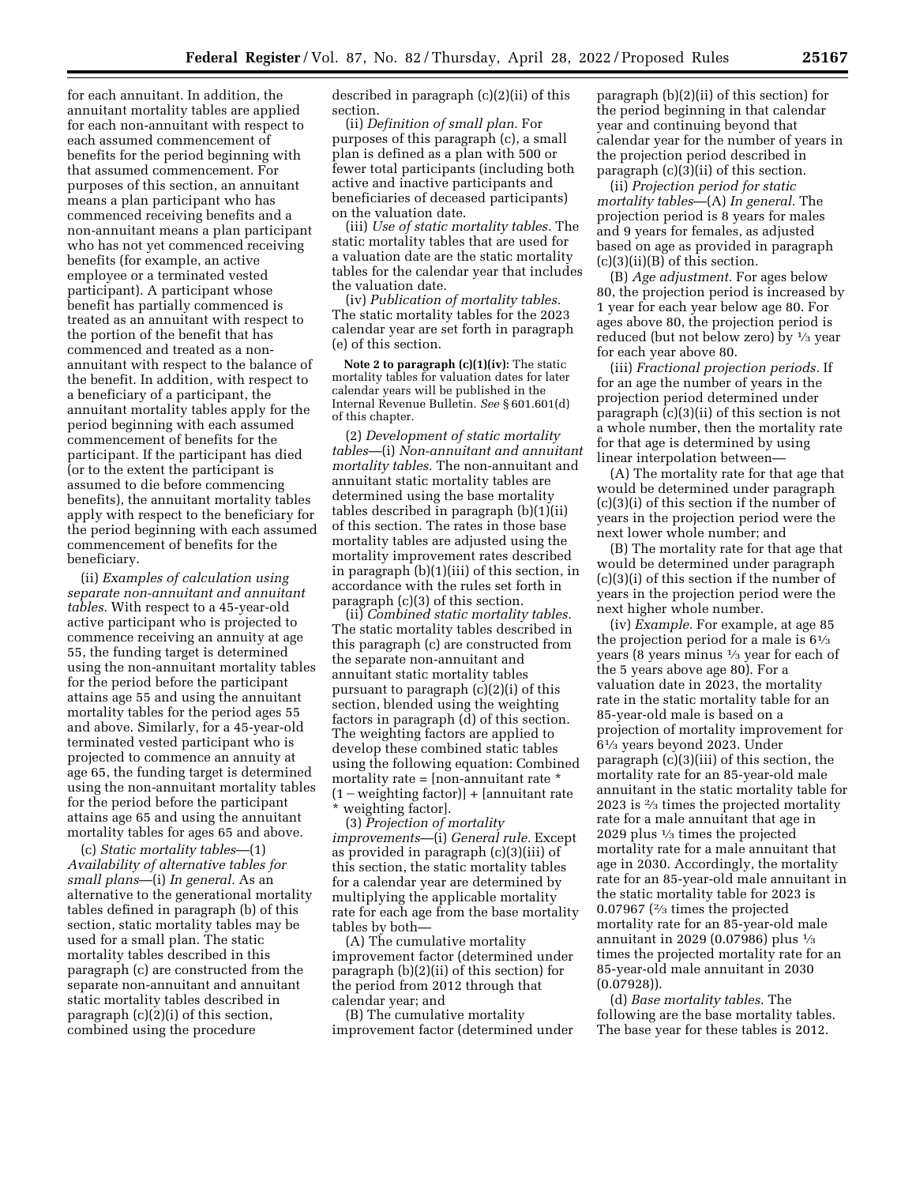for each annuitant. In addition, the annuitant mortality tables are applied for each non-annuitant with respect to each assumed commencement of benefits for the period beginning with that assumed commencement. For purposes of this section, an annuitant means a plan participant who has commenced receiving benefits and a non-annuitant means a plan participant who has not yet commenced receiving benefits (for example, an active employee or a terminated vested participant). A participant whose benefit has partially commenced is treated as an annuitant with respect to the portion of the benefit that has commenced and treated as a non-annuitant with respect to the balance of the benefit. In addition, with respect to a beneficiary of a participant, the annuitant mortality tables apply for the period beginning with each assumed commencement of benefits for the participant. If the participant has died (or to the extent the participant is assumed to die before commencing benefits), the annuitant mortality tables apply with respect to the beneficiary for the period beginning with each assumed commencement of benefits for the beneficiary.

(ii) *Examples of calculation using separate non-annuitant and annuitant tables.* With respect to a 45-year-old active participant who is projected to commence receiving an annuity at age 55, the funding target is determined using the non-annuitant mortality tables for the period before the participant attains age 55 and using the annuitant mortality tables for the period ages 55 and above. Similarly, for a 45-year-old terminated vested participant who is projected to commence an annuity at age 65, the funding target is determined using the non-annuitant mortality tables for the period before the participant attains age 65 and using the annuitant mortality tables for ages 65 and above.

(c) *Static mortality tables*—(1) *Availability of alternative tables for small plans*—(i) *In general.* As an alternative to the generational mortality tables defined in paragraph (b) of this section, static mortality tables may be used for a small plan. The static mortality tables described in this paragraph (c) are constructed from the separate non-annuitant and annuitant static mortality tables described in paragraph (c)(2)(i) of this section, combined using the procedure described in paragraph (c)(2)(ii) of this section.

(ii) *Definition of small plan.* For purposes of this paragraph (c), a small plan is defined as a plan with 500 or fewer total participants (including both active and inactive participants and beneficiaries of deceased participants) on the valuation date.

(iii) *Use of static mortality tables.* The static mortality tables that are used for a valuation date are the static mortality tables for the calendar year that includes the valuation date.

(iv) *Publication of mortality tables.* The static mortality tables for the 2023 calendar year are set forth in paragraph (e) of this section.

**Note 2 to paragraph (c)(1)(iv):** The static mortality tables for valuation dates for later calendar years will be published in the Internal Revenue Bulletin. *See* § 601.601(d) of this chapter.

(2) *Development of static mortality tables*—(i) *Non-annuitant and annuitant mortality tables.* The non-annuitant and annuitant static mortality tables are determined using the base mortality tables described in paragraph (b)(1)(ii) of this section. The rates in those base mortality tables are adjusted using the mortality improvement rates described in paragraph (b)(1)(iii) of this section, in accordance with the rules set forth in paragraph (c)(3) of this section.

(ii) *Combined static mortality tables.* The static mortality tables described in this paragraph (c) are constructed from the separate non-annuitant and annuitant static mortality tables pursuant to paragraph (c)(2)(i) of this section, blended using the weighting factors in paragraph (d) of this section. The weighting factors are applied to develop these combined static tables using the following equation: Combined mortality rate = [non-annuitant rate * (1 − weighting factor)] + [annuitant rate * weighting factor].

(3) *Projection of mortality improvements*—(i) *General rule.* Except as provided in paragraph (c)(3)(iii) of this section, the static mortality tables for a calendar year are determined by multiplying the applicable mortality rate for each age from the base mortality tables by both—

(A) The cumulative mortality improvement factor (determined under paragraph (b)(2)(ii) of this section) for the period from 2012 through that calendar year; and

(B) The cumulative mortality improvement factor (determined under paragraph (b)(2)(ii) of this section) for the period beginning in that calendar year and continuing beyond that calendar year for the number of years in the projection period described in paragraph (c)(3)(ii) of this section.

(ii) *Projection period for static mortality tables*—(A) *In general.* The projection period is 8 years for males and 9 years for females, as adjusted based on age as provided in paragraph (c)(3)(ii)(B) of this section.

(B) *Age adjustment.* For ages below 80, the projection period is increased by 1 year for each year below age 80. For ages above 80, the projection period is reduced (but not below zero) by ⅓ year for each year above 80.

(iii) *Fractional projection periods.* If for an age the number of years in the projection period determined under paragraph (c)(3)(ii) of this section is not a whole number, then the mortality rate for that age is determined by using linear interpolation between—

(A) The mortality rate for that age that would be determined under paragraph (c)(3)(i) of this section if the number of years in the projection period were the next lower whole number; and

(B) The mortality rate for that age that would be determined under paragraph (c)(3)(i) of this section if the number of years in the projection period were the next higher whole number.

(iv) *Example.* For example, at age 85 the projection period for a male is 6⅓ years (8 years minus ⅓ year for each of the 5 years above age 80). For a valuation date in 2023, the mortality rate in the static mortality table for an 85-year-old male is based on a projection of mortality improvement for 6⅓ years beyond 2023. Under paragraph (c)(3)(iii) of this section, the mortality rate for an 85-year-old male annuitant in the static mortality table for 2023 is ⅔ times the projected mortality rate for a male annuitant that age in 2029 plus ⅓ times the projected mortality rate for a male annuitant that age in 2030. Accordingly, the mortality rate for an 85-year-old male annuitant in the static mortality table for 2023 is 0.07967 (⅔ times the projected mortality rate for an 85-year-old male annuitant in 2029 (0.07986) plus ⅓ times the projected mortality rate for an 85-year-old male annuitant in 2030 (0.07928)).

(d) *Base mortality tables.* The following are the base mortality tables. The base year for these tables is 2012.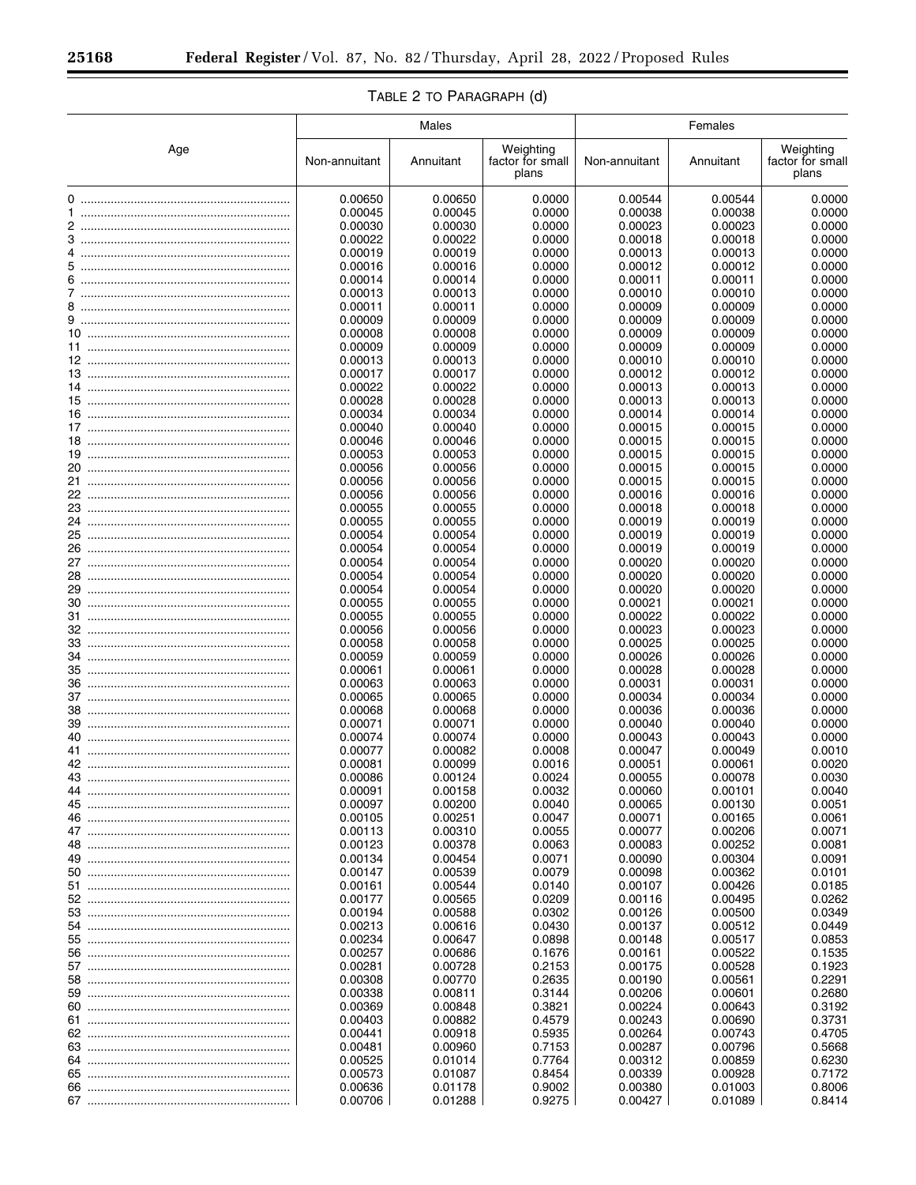TABLE 2 TO PARAGRAPH (d)

| Age | Males | | | Females | | |
|---|---|---|---|---|---|---|
| | Non-annuitant | Annuitant | Weighting factor for small plans | Non-annuitant | Annuitant | Weighting factor for small plans |
| 0 | 0.00650 | 0.00650 | 0.0000 | 0.00544 | 0.00544 | 0.0000 |
| 1 | 0.00045 | 0.00045 | 0.0000 | 0.00038 | 0.00038 | 0.0000 |
| 2 | 0.00030 | 0.00030 | 0.0000 | 0.00023 | 0.00023 | 0.0000 |
| 3 | 0.00022 | 0.00022 | 0.0000 | 0.00018 | 0.00018 | 0.0000 |
| 4 | 0.00019 | 0.00019 | 0.0000 | 0.00013 | 0.00013 | 0.0000 |
| 5 | 0.00016 | 0.00016 | 0.0000 | 0.00012 | 0.00012 | 0.0000 |
| 6 | 0.00014 | 0.00014 | 0.0000 | 0.00011 | 0.00011 | 0.0000 |
| 7 | 0.00013 | 0.00013 | 0.0000 | 0.00010 | 0.00010 | 0.0000 |
| 8 | 0.00011 | 0.00011 | 0.0000 | 0.00009 | 0.00009 | 0.0000 |
| 9 | 0.00009 | 0.00009 | 0.0000 | 0.00009 | 0.00009 | 0.0000 |
| 10 | 0.00008 | 0.00008 | 0.0000 | 0.00009 | 0.00009 | 0.0000 |
| 11 | 0.00009 | 0.00009 | 0.0000 | 0.00009 | 0.00009 | 0.0000 |
| 12 | 0.00013 | 0.00013 | 0.0000 | 0.00010 | 0.00010 | 0.0000 |
| 13 | 0.00017 | 0.00017 | 0.0000 | 0.00012 | 0.00012 | 0.0000 |
| 14 | 0.00022 | 0.00022 | 0.0000 | 0.00013 | 0.00013 | 0.0000 |
| 15 | 0.00028 | 0.00028 | 0.0000 | 0.00013 | 0.00013 | 0.0000 |
| 16 | 0.00034 | 0.00034 | 0.0000 | 0.00014 | 0.00014 | 0.0000 |
| 17 | 0.00040 | 0.00040 | 0.0000 | 0.00015 | 0.00015 | 0.0000 |
| 18 | 0.00046 | 0.00046 | 0.0000 | 0.00015 | 0.00015 | 0.0000 |
| 19 | 0.00053 | 0.00053 | 0.0000 | 0.00015 | 0.00015 | 0.0000 |
| 20 | 0.00056 | 0.00056 | 0.0000 | 0.00015 | 0.00015 | 0.0000 |
| 21 | 0.00056 | 0.00056 | 0.0000 | 0.00015 | 0.00015 | 0.0000 |
| 22 | 0.00056 | 0.00056 | 0.0000 | 0.00016 | 0.00016 | 0.0000 |
| 23 | 0.00055 | 0.00055 | 0.0000 | 0.00018 | 0.00018 | 0.0000 |
| 24 | 0.00055 | 0.00055 | 0.0000 | 0.00019 | 0.00019 | 0.0000 |
| 25 | 0.00054 | 0.00054 | 0.0000 | 0.00019 | 0.00019 | 0.0000 |
| 26 | 0.00054 | 0.00054 | 0.0000 | 0.00019 | 0.00019 | 0.0000 |
| 27 | 0.00054 | 0.00054 | 0.0000 | 0.00020 | 0.00020 | 0.0000 |
| 28 | 0.00054 | 0.00054 | 0.0000 | 0.00020 | 0.00020 | 0.0000 |
| 29 | 0.00054 | 0.00054 | 0.0000 | 0.00020 | 0.00020 | 0.0000 |
| 30 | 0.00055 | 0.00055 | 0.0000 | 0.00021 | 0.00021 | 0.0000 |
| 31 | 0.00055 | 0.00055 | 0.0000 | 0.00022 | 0.00022 | 0.0000 |
| 32 | 0.00056 | 0.00056 | 0.0000 | 0.00023 | 0.00023 | 0.0000 |
| 33 | 0.00058 | 0.00058 | 0.0000 | 0.00025 | 0.00025 | 0.0000 |
| 34 | 0.00059 | 0.00059 | 0.0000 | 0.00026 | 0.00026 | 0.0000 |
| 35 | 0.00061 | 0.00061 | 0.0000 | 0.00028 | 0.00028 | 0.0000 |
| 36 | 0.00063 | 0.00063 | 0.0000 | 0.00031 | 0.00031 | 0.0000 |
| 37 | 0.00065 | 0.00065 | 0.0000 | 0.00034 | 0.00034 | 0.0000 |
| 38 | 0.00068 | 0.00068 | 0.0000 | 0.00036 | 0.00036 | 0.0000 |
| 39 | 0.00071 | 0.00071 | 0.0000 | 0.00040 | 0.00040 | 0.0000 |
| 40 | 0.00074 | 0.00074 | 0.0000 | 0.00043 | 0.00043 | 0.0000 |
| 41 | 0.00077 | 0.00082 | 0.0008 | 0.00047 | 0.00049 | 0.0010 |
| 42 | 0.00081 | 0.00099 | 0.0016 | 0.00051 | 0.00061 | 0.0020 |
| 43 | 0.00086 | 0.00124 | 0.0024 | 0.00055 | 0.00078 | 0.0030 |
| 44 | 0.00091 | 0.00158 | 0.0032 | 0.00060 | 0.00101 | 0.0040 |
| 45 | 0.00097 | 0.00200 | 0.0040 | 0.00065 | 0.00130 | 0.0051 |
| 46 | 0.00105 | 0.00251 | 0.0047 | 0.00071 | 0.00165 | 0.0061 |
| 47 | 0.00113 | 0.00310 | 0.0055 | 0.00077 | 0.00206 | 0.0071 |
| 48 | 0.00123 | 0.00378 | 0.0063 | 0.00083 | 0.00252 | 0.0081 |
| 49 | 0.00134 | 0.00454 | 0.0071 | 0.00090 | 0.00304 | 0.0091 |
| 50 | 0.00147 | 0.00539 | 0.0079 | 0.00098 | 0.00362 | 0.0101 |
| 51 | 0.00161 | 0.00544 | 0.0140 | 0.00107 | 0.00426 | 0.0185 |
| 52 | 0.00177 | 0.00565 | 0.0209 | 0.00116 | 0.00495 | 0.0262 |
| 53 | 0.00194 | 0.00588 | 0.0302 | 0.00126 | 0.00500 | 0.0349 |
| 54 | 0.00213 | 0.00616 | 0.0430 | 0.00137 | 0.00512 | 0.0449 |
| 55 | 0.00234 | 0.00647 | 0.0898 | 0.00148 | 0.00517 | 0.0853 |
| 56 | 0.00257 | 0.00686 | 0.1676 | 0.00161 | 0.00522 | 0.1535 |
| 57 | 0.00281 | 0.00728 | 0.2153 | 0.00175 | 0.00528 | 0.1923 |
| 58 | 0.00308 | 0.00770 | 0.2635 | 0.00190 | 0.00561 | 0.2291 |
| 59 | 0.00338 | 0.00811 | 0.3144 | 0.00206 | 0.00601 | 0.2680 |
| 60 | 0.00369 | 0.00848 | 0.3821 | 0.00224 | 0.00643 | 0.3192 |
| 61 | 0.00403 | 0.00882 | 0.4579 | 0.00243 | 0.00690 | 0.3731 |
| 62 | 0.00441 | 0.00918 | 0.5935 | 0.00264 | 0.00743 | 0.4705 |
| 63 | 0.00481 | 0.00960 | 0.7153 | 0.00287 | 0.00796 | 0.5668 |
| 64 | 0.00525 | 0.01014 | 0.7764 | 0.00312 | 0.00859 | 0.6230 |
| 65 | 0.00573 | 0.01087 | 0.8454 | 0.00339 | 0.00928 | 0.7172 |
| 66 | 0.00636 | 0.01178 | 0.9002 | 0.00380 | 0.01003 | 0.8006 |
| 67 | 0.00706 | 0.01288 | 0.9275 | 0.00427 | 0.01089 | 0.8414 |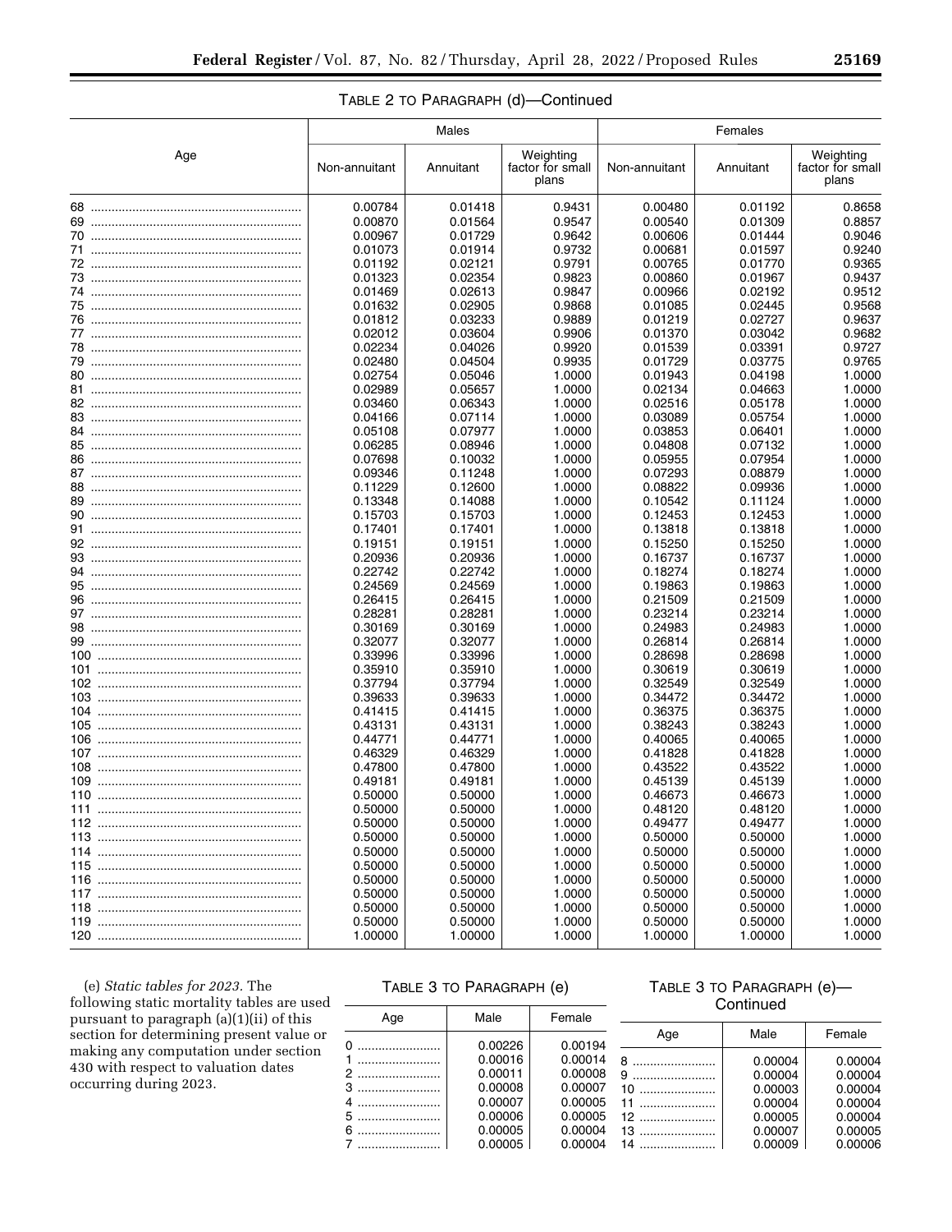TABLE 2 TO PARAGRAPH (d)—Continued

| Age | Males | | | Females | | |
|---|---|---|---|---|---|---|
| | Non-annuitant | Annuitant | Weighting factor for small plans | Non-annuitant | Annuitant | Weighting factor for small plans |
| 68 | 0.00784 | 0.01418 | 0.9431 | 0.00480 | 0.01192 | 0.8658 |
| 69 | 0.00870 | 0.01564 | 0.9547 | 0.00540 | 0.01309 | 0.8857 |
| 70 | 0.00967 | 0.01729 | 0.9642 | 0.00606 | 0.01444 | 0.9046 |
| 71 | 0.01073 | 0.01914 | 0.9732 | 0.00681 | 0.01597 | 0.9240 |
| 72 | 0.01192 | 0.02121 | 0.9791 | 0.00765 | 0.01770 | 0.9365 |
| 73 | 0.01323 | 0.02354 | 0.9823 | 0.00860 | 0.01967 | 0.9437 |
| 74 | 0.01469 | 0.02613 | 0.9847 | 0.00966 | 0.02192 | 0.9512 |
| 75 | 0.01632 | 0.02905 | 0.9868 | 0.01085 | 0.02445 | 0.9568 |
| 76 | 0.01812 | 0.03233 | 0.9889 | 0.01219 | 0.02727 | 0.9637 |
| 77 | 0.02012 | 0.03604 | 0.9906 | 0.01370 | 0.03042 | 0.9682 |
| 78 | 0.02234 | 0.04026 | 0.9920 | 0.01539 | 0.03391 | 0.9727 |
| 79 | 0.02480 | 0.04504 | 0.9935 | 0.01729 | 0.03775 | 0.9765 |
| 80 | 0.02754 | 0.05046 | 1.0000 | 0.01943 | 0.04198 | 1.0000 |
| 81 | 0.02989 | 0.05657 | 1.0000 | 0.02134 | 0.04663 | 1.0000 |
| 82 | 0.03460 | 0.06343 | 1.0000 | 0.02516 | 0.05178 | 1.0000 |
| 83 | 0.04166 | 0.07114 | 1.0000 | 0.03089 | 0.05754 | 1.0000 |
| 84 | 0.05108 | 0.07977 | 1.0000 | 0.03853 | 0.06401 | 1.0000 |
| 85 | 0.06285 | 0.08946 | 1.0000 | 0.04808 | 0.07132 | 1.0000 |
| 86 | 0.07698 | 0.10032 | 1.0000 | 0.05955 | 0.07954 | 1.0000 |
| 87 | 0.09346 | 0.11248 | 1.0000 | 0.07293 | 0.08879 | 1.0000 |
| 88 | 0.11229 | 0.12600 | 1.0000 | 0.08822 | 0.09936 | 1.0000 |
| 89 | 0.13348 | 0.14088 | 1.0000 | 0.10542 | 0.11124 | 1.0000 |
| 90 | 0.15703 | 0.15703 | 1.0000 | 0.12453 | 0.12453 | 1.0000 |
| 91 | 0.17401 | 0.17401 | 1.0000 | 0.13818 | 0.13818 | 1.0000 |
| 92 | 0.19151 | 0.19151 | 1.0000 | 0.15250 | 0.15250 | 1.0000 |
| 93 | 0.20936 | 0.20936 | 1.0000 | 0.16737 | 0.16737 | 1.0000 |
| 94 | 0.22742 | 0.22742 | 1.0000 | 0.18274 | 0.18274 | 1.0000 |
| 95 | 0.24569 | 0.24569 | 1.0000 | 0.19863 | 0.19863 | 1.0000 |
| 96 | 0.26415 | 0.26415 | 1.0000 | 0.21509 | 0.21509 | 1.0000 |
| 97 | 0.28281 | 0.28281 | 1.0000 | 0.23214 | 0.23214 | 1.0000 |
| 98 | 0.30169 | 0.30169 | 1.0000 | 0.24983 | 0.24983 | 1.0000 |
| 99 | 0.32077 | 0.32077 | 1.0000 | 0.26814 | 0.26814 | 1.0000 |
| 100 | 0.33996 | 0.33996 | 1.0000 | 0.28698 | 0.28698 | 1.0000 |
| 101 | 0.35910 | 0.35910 | 1.0000 | 0.30619 | 0.30619 | 1.0000 |
| 102 | 0.37794 | 0.37794 | 1.0000 | 0.32549 | 0.32549 | 1.0000 |
| 103 | 0.39633 | 0.39633 | 1.0000 | 0.34472 | 0.34472 | 1.0000 |
| 104 | 0.41415 | 0.41415 | 1.0000 | 0.36375 | 0.36375 | 1.0000 |
| 105 | 0.43131 | 0.43131 | 1.0000 | 0.38243 | 0.38243 | 1.0000 |
| 106 | 0.44771 | 0.44771 | 1.0000 | 0.40065 | 0.40065 | 1.0000 |
| 107 | 0.46329 | 0.46329 | 1.0000 | 0.41828 | 0.41828 | 1.0000 |
| 108 | 0.47800 | 0.47800 | 1.0000 | 0.43522 | 0.43522 | 1.0000 |
| 109 | 0.49181 | 0.49181 | 1.0000 | 0.45139 | 0.45139 | 1.0000 |
| 110 | 0.50000 | 0.50000 | 1.0000 | 0.46673 | 0.46673 | 1.0000 |
| 111 | 0.50000 | 0.50000 | 1.0000 | 0.48120 | 0.48120 | 1.0000 |
| 112 | 0.50000 | 0.50000 | 1.0000 | 0.49477 | 0.49477 | 1.0000 |
| 113 | 0.50000 | 0.50000 | 1.0000 | 0.50000 | 0.50000 | 1.0000 |
| 114 | 0.50000 | 0.50000 | 1.0000 | 0.50000 | 0.50000 | 1.0000 |
| 115 | 0.50000 | 0.50000 | 1.0000 | 0.50000 | 0.50000 | 1.0000 |
| 116 | 0.50000 | 0.50000 | 1.0000 | 0.50000 | 0.50000 | 1.0000 |
| 117 | 0.50000 | 0.50000 | 1.0000 | 0.50000 | 0.50000 | 1.0000 |
| 118 | 0.50000 | 0.50000 | 1.0000 | 0.50000 | 0.50000 | 1.0000 |
| 119 | 0.50000 | 0.50000 | 1.0000 | 0.50000 | 0.50000 | 1.0000 |
| 120 | 1.00000 | 1.00000 | 1.0000 | 1.00000 | 1.00000 | 1.0000 |

(e) *Static tables for 2023.* The following static mortality tables are used pursuant to paragraph (a)(1)(ii) of this section for determining present value or making any computation under section 430 with respect to valuation dates occurring during 2023.

TABLE 3 TO PARAGRAPH (e)

| Age | Male | Female |
|---|---|---|
| 0 | 0.00226 | 0.00194 |
| 1 | 0.00016 | 0.00014 |
| 2 | 0.00011 | 0.00008 |
| 3 | 0.00008 | 0.00007 |
| 4 | 0.00007 | 0.00005 |
| 5 | 0.00006 | 0.00005 |
| 6 | 0.00005 | 0.00004 |
| 7 | 0.00005 | 0.00004 |
| 8 | 0.00004 | 0.00004 |
| 9 | 0.00004 | 0.00004 |
| 10 | 0.00003 | 0.00004 |
| 11 | 0.00004 | 0.00004 |
| 12 | 0.00005 | 0.00004 |
| 13 | 0.00007 | 0.00005 |
| 14 | 0.00009 | 0.00006 |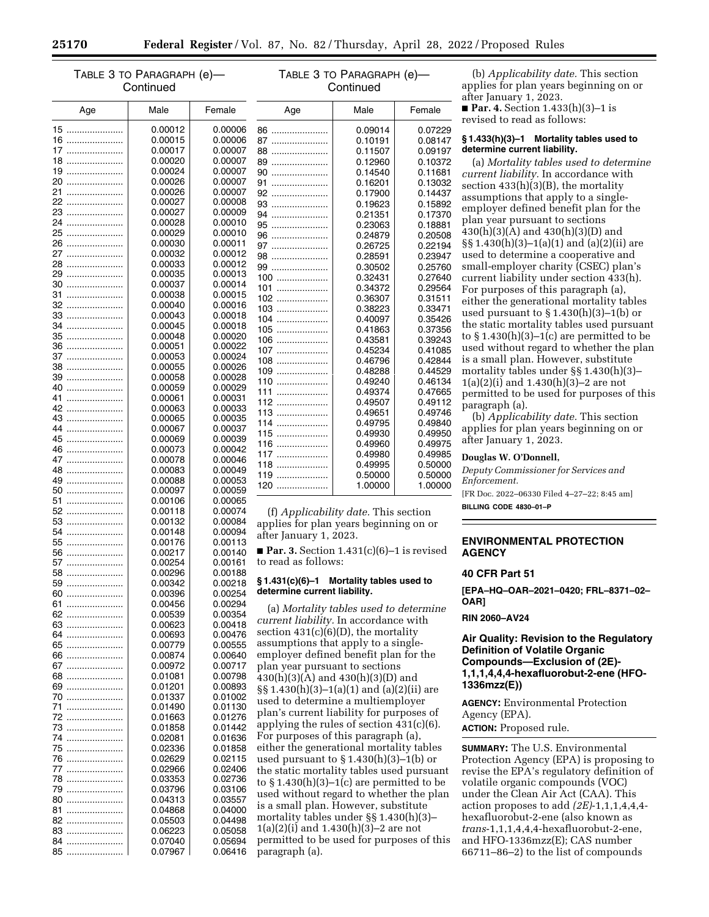TABLE 3 TO PARAGRAPH (e)—Continued

| Age | Male | Female |
|---|---|---|
| 15 | 0.00012 | 0.00006 |
| 16 | 0.00015 | 0.00006 |
| 17 | 0.00017 | 0.00007 |
| 18 | 0.00020 | 0.00007 |
| 19 | 0.00024 | 0.00007 |
| 20 | 0.00026 | 0.00007 |
| 21 | 0.00026 | 0.00007 |
| 22 | 0.00027 | 0.00008 |
| 23 | 0.00027 | 0.00009 |
| 24 | 0.00028 | 0.00010 |
| 25 | 0.00029 | 0.00010 |
| 26 | 0.00030 | 0.00011 |
| 27 | 0.00032 | 0.00012 |
| 28 | 0.00033 | 0.00012 |
| 29 | 0.00035 | 0.00013 |
| 30 | 0.00037 | 0.00014 |
| 31 | 0.00038 | 0.00015 |
| 32 | 0.00040 | 0.00016 |
| 33 | 0.00043 | 0.00018 |
| 34 | 0.00045 | 0.00018 |
| 35 | 0.00048 | 0.00020 |
| 36 | 0.00051 | 0.00022 |
| 37 | 0.00053 | 0.00024 |
| 38 | 0.00055 | 0.00026 |
| 39 | 0.00058 | 0.00028 |
| 40 | 0.00059 | 0.00029 |
| 41 | 0.00061 | 0.00031 |
| 42 | 0.00063 | 0.00033 |
| 43 | 0.00065 | 0.00035 |
| 44 | 0.00067 | 0.00037 |
| 45 | 0.00069 | 0.00039 |
| 46 | 0.00073 | 0.00042 |
| 47 | 0.00078 | 0.00046 |
| 48 | 0.00083 | 0.00049 |
| 49 | 0.00088 | 0.00053 |
| 50 | 0.00097 | 0.00059 |
| 51 | 0.00106 | 0.00065 |
| 52 | 0.00118 | 0.00074 |
| 53 | 0.00132 | 0.00084 |
| 54 | 0.00148 | 0.00094 |
| 55 | 0.00176 | 0.00113 |
| 56 | 0.00217 | 0.00140 |
| 57 | 0.00254 | 0.00161 |
| 58 | 0.00296 | 0.00188 |
| 59 | 0.00342 | 0.00218 |
| 60 | 0.00396 | 0.00254 |
| 61 | 0.00456 | 0.00294 |
| 62 | 0.00539 | 0.00354 |
| 63 | 0.00623 | 0.00418 |
| 64 | 0.00693 | 0.00476 |
| 65 | 0.00779 | 0.00555 |
| 66 | 0.00874 | 0.00640 |
| 67 | 0.00972 | 0.00717 |
| 68 | 0.01081 | 0.00798 |
| 69 | 0.01201 | 0.00893 |
| 70 | 0.01337 | 0.01002 |
| 71 | 0.01490 | 0.01130 |
| 72 | 0.01663 | 0.01276 |
| 73 | 0.01858 | 0.01442 |
| 74 | 0.02081 | 0.01636 |
| 75 | 0.02336 | 0.01858 |
| 76 | 0.02629 | 0.02115 |
| 77 | 0.02966 | 0.02406 |
| 78 | 0.03353 | 0.02736 |
| 79 | 0.03796 | 0.03106 |
| 80 | 0.04313 | 0.03557 |
| 81 | 0.04868 | 0.04000 |
| 82 | 0.05503 | 0.04498 |
| 83 | 0.06223 | 0.05058 |
| 84 | 0.07040 | 0.05694 |
| 85 | 0.07967 | 0.06416 |
| 86 | 0.09014 | 0.07229 |
| 87 | 0.10191 | 0.08147 |
| 88 | 0.11507 | 0.09197 |
| 89 | 0.12960 | 0.10372 |
| 90 | 0.14540 | 0.11681 |
| 91 | 0.16201 | 0.13032 |
| 92 | 0.17900 | 0.14437 |
| 93 | 0.19623 | 0.15892 |
| 94 | 0.21351 | 0.17370 |
| 95 | 0.23063 | 0.18881 |
| 96 | 0.24879 | 0.20508 |
| 97 | 0.26725 | 0.22194 |
| 98 | 0.28591 | 0.23947 |
| 99 | 0.30502 | 0.25760 |
| 100 | 0.32431 | 0.27640 |
| 101 | 0.34372 | 0.29564 |
| 102 | 0.36307 | 0.31511 |
| 103 | 0.38223 | 0.33471 |
| 104 | 0.40097 | 0.35426 |
| 105 | 0.41863 | 0.37356 |
| 106 | 0.43581 | 0.39243 |
| 107 | 0.45234 | 0.41085 |
| 108 | 0.46796 | 0.42844 |
| 109 | 0.48288 | 0.44529 |
| 110 | 0.49240 | 0.46134 |
| 111 | 0.49374 | 0.47665 |
| 112 | 0.49507 | 0.49112 |
| 113 | 0.49651 | 0.49746 |
| 114 | 0.49795 | 0.49840 |
| 115 | 0.49930 | 0.49950 |
| 116 | 0.49960 | 0.49975 |
| 117 | 0.49980 | 0.49985 |
| 118 | 0.49995 | 0.50000 |
| 119 | 0.50000 | 0.50000 |
| 120 | 1.00000 | 1.00000 |

(f) *Applicability date.* This section applies for plan years beginning on or after January 1, 2023.

■ **Par. 3.** Section 1.431(c)(6)–1 is revised to read as follows:

**§ 1.431(c)(6)–1 Mortality tables used to determine current liability.**

(a) *Mortality tables used to determine current liability.* In accordance with section 431(c)(6)(D), the mortality assumptions that apply to a single-employer defined benefit plan for the plan year pursuant to sections 430(h)(3)(A) and 430(h)(3)(D) and §§ 1.430(h)(3)–1(a)(1) and (a)(2)(ii) are used to determine a multiemployer plan's current liability for purposes of applying the rules of section 431(c)(6). For purposes of this paragraph (a), either the generational mortality tables used pursuant to § 1.430(h)(3)–1(b) or the static mortality tables used pursuant to § 1.430(h)(3)–1(c) are permitted to be used without regard to whether the plan is a small plan. However, substitute mortality tables under §§ 1.430(h)(3)–1(a)(2)(i) and 1.430(h)(3)–2 are not permitted to be used for purposes of this paragraph (a).

(b) *Applicability date.* This section applies for plan years beginning on or after January 1, 2023.

■ **Par. 4.** Section 1.433(h)(3)–1 is revised to read as follows:

**§ 1.433(h)(3)–1 Mortality tables used to determine current liability.**

(a) *Mortality tables used to determine current liability.* In accordance with section 433(h)(3)(B), the mortality assumptions that apply to a single-employer defined benefit plan for the plan year pursuant to sections 430(h)(3)(A) and 430(h)(3)(D) and §§ 1.430(h)(3)–1(a)(1) and (a)(2)(ii) are used to determine a cooperative and small-employer charity (CSEC) plan's current liability under section 433(h). For purposes of this paragraph (a), either the generational mortality tables used pursuant to § 1.430(h)(3)–1(b) or the static mortality tables used pursuant to § 1.430(h)(3)–1(c) are permitted to be used without regard to whether the plan is a small plan. However, substitute mortality tables under §§ 1.430(h)(3)–1(a)(2)(i) and 1.430(h)(3)–2 are not permitted to be used for purposes of this paragraph (a).

(b) *Applicability date.* This section applies for plan years beginning on or after January 1, 2023.

**Douglas W. O'Donnell,**

*Deputy Commissioner for Services and Enforcement.*

[FR Doc. 2022–06330 Filed 4–27–22; 8:45 am]

**BILLING CODE 4830–01–P**

## ENVIRONMENTAL PROTECTION AGENCY

### 40 CFR Part 51

**[EPA–HQ–OAR–2021–0420; FRL–8371–02–OAR]**

**RIN 2060–AV24**

### Air Quality: Revision to the Regulatory Definition of Volatile Organic Compounds—Exclusion of (2E)-1,1,1,4,4,4-hexafluorobut-2-ene (HFO-1336mzz(E))

**AGENCY:** Environmental Protection Agency (EPA).

**ACTION:** Proposed rule.

**SUMMARY:** The U.S. Environmental Protection Agency (EPA) is proposing to revise the EPA's regulatory definition of volatile organic compounds (VOC) under the Clean Air Act (CAA). This action proposes to add *(2E)*-1,1,1,4,4,4-hexafluorobut-2-ene (also known as *trans*-1,1,1,4,4,4-hexafluorobut-2-ene, and HFO-1336mzz(E); CAS number 66711–86–2) to the list of compounds